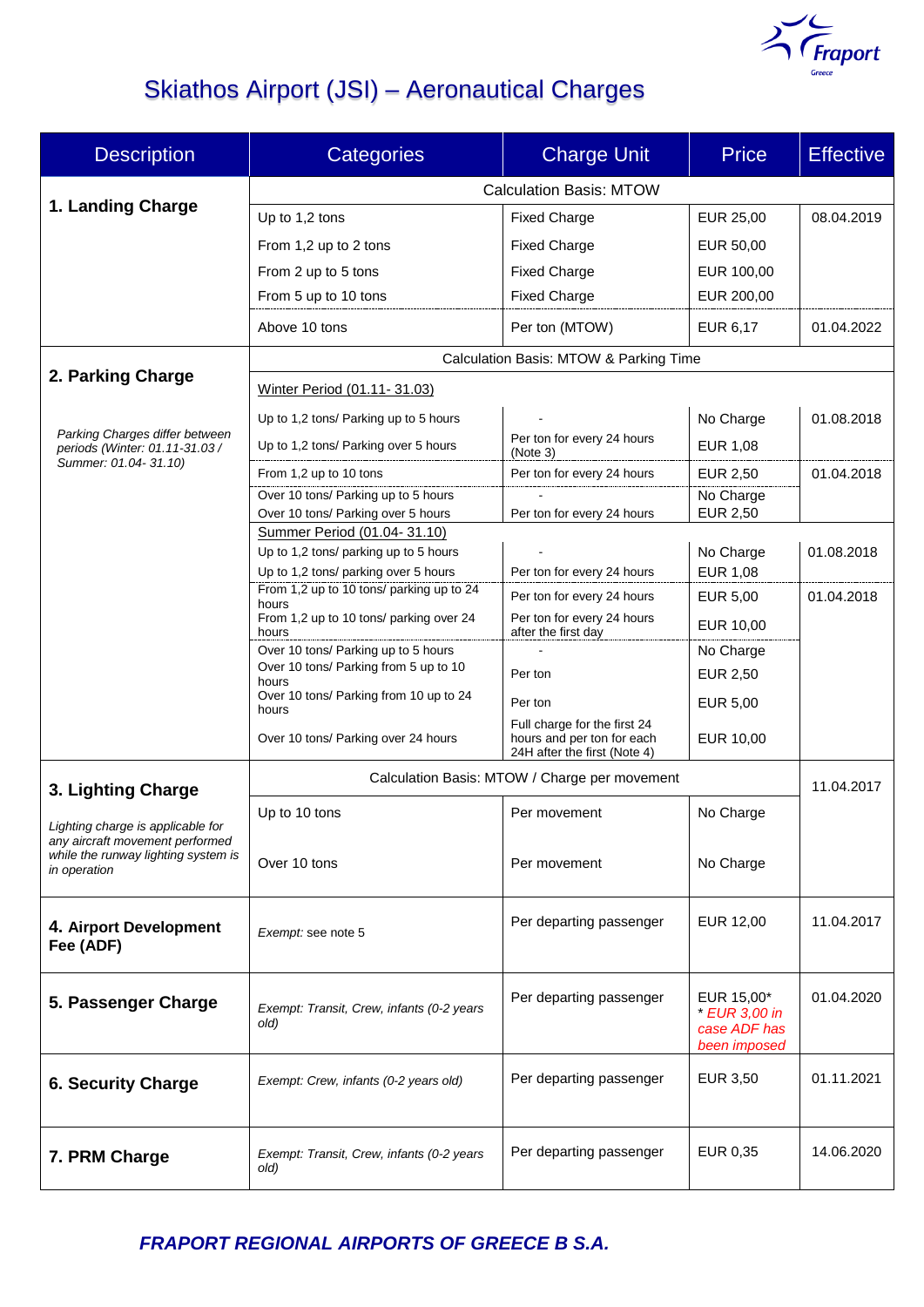# Skiathos Airport (JSI) – Aeronautical Charges

| Description | Categories | Charge Unit | Price | Effective |
|---|---|---|---|---|
| **1. Landing Charge** | Calculation Basis: MTOW | | | |
| | Up to 1,2 tons | Fixed Charge | EUR 25,00 | 08.04.2019 |
| | From 1,2 up to 2 tons | Fixed Charge | EUR 50,00 | |
| | From 2 up to 5 tons | Fixed Charge | EUR 100,00 | |
| | From 5 up to 10 tons | Fixed Charge | EUR 200,00 | |
| | Above 10 tons | Per ton (MTOW) | EUR 6,17 | 01.04.2022 |
| **2. Parking Charge**<br>*Parking Charges differ between periods (Winter: 01.11-31.03 / Summer: 01.04- 31.10)* | Calculation Basis: MTOW & Parking Time | | | |
| | Winter Period (01.11- 31.03) | | | |
| | Up to 1,2 tons/ Parking up to 5 hours | - | No Charge | 01.08.2018 |
| | Up to 1,2 tons/ Parking over 5 hours | Per ton for every 24 hours (Note 3) | EUR 1,08 | |
| | From 1,2 up to 10 tons | Per ton for every 24 hours | EUR 2,50 | 01.04.2018 |
| | Over 10 tons/ Parking up to 5 hours | - | No Charge | |
| | Over 10 tons/ Parking over 5 hours | Per ton for every 24 hours | EUR 2,50 | |
| | Summer Period (01.04- 31.10) | | | |
| | Up to 1,2 tons/ parking up to 5 hours | - | No Charge | 01.08.2018 |
| | Up to 1,2 tons/ parking over 5 hours | Per ton for every 24 hours | EUR 1,08 | |
| | From 1,2 up to 10 tons/ parking up to 24 hours | Per ton for every 24 hours | EUR 5,00 | 01.04.2018 |
| | From 1,2 up to 10 tons/ parking over 24 hours | Per ton for every 24 hours after the first day | EUR 10,00 | |
| | Over 10 tons/ Parking up to 5 hours | - | No Charge | |
| | Over 10 tons/ Parking from 5 up to 10 hours | Per ton | EUR 2,50 | |
| | Over 10 tons/ Parking from 10 up to 24 hours | Per ton | EUR 5,00 | |
| | Over 10 tons/ Parking over 24 hours | Full charge for the first 24 hours and per ton for each 24H after the first (Note 4) | EUR 10,00 | |
| **3. Lighting Charge**<br>*Lighting charge is applicable for any aircraft movement performed while the runway lighting system is in operation* | Calculation Basis: MTOW / Charge per movement | | | 11.04.2017 |
| | Up to 10 tons | Per movement | No Charge | |
| | Over 10 tons | Per movement | No Charge | |
| **4. Airport Development Fee (ADF)** | *Exempt:* see note 5 | Per departing passenger | EUR 12,00 | 11.04.2017 |
| **5. Passenger Charge** | *Exempt: Transit, Crew, infants (0-2 years old)* | Per departing passenger | EUR 15,00*<br>*\* EUR 3,00 in case ADF has been imposed* | 01.04.2020 |
| **6. Security Charge** | *Exempt: Crew, infants (0-2 years old)* | Per departing passenger | EUR 3,50 | 01.11.2021 |
| **7. PRM Charge** | *Exempt: Transit, Crew, infants (0-2 years old)* | Per departing passenger | EUR 0,35 | 14.06.2020 |

***FRAPORT REGIONAL AIRPORTS OF GREECE B S.A.***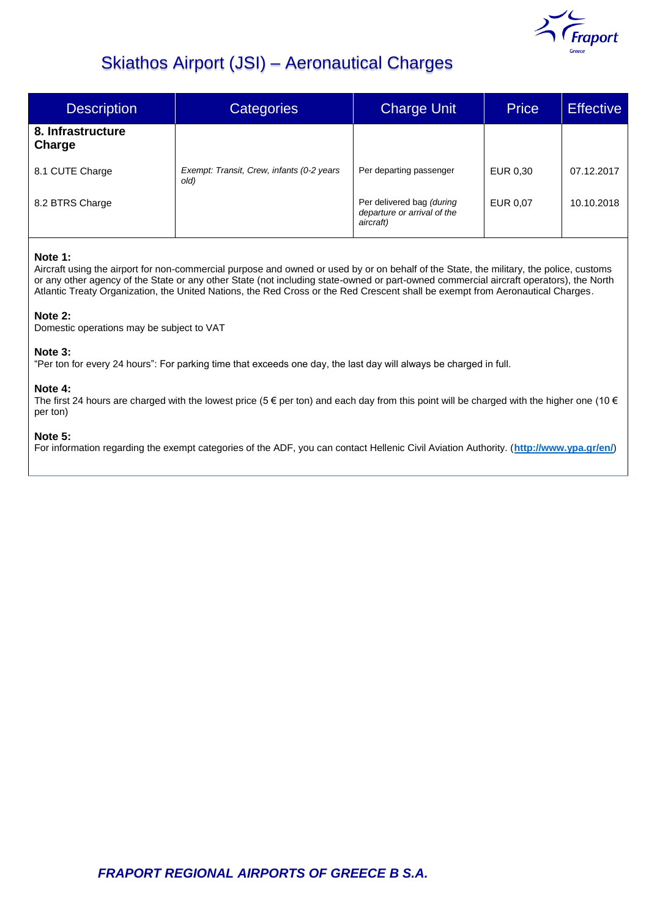# Skiathos Airport (JSI) – Aeronautical Charges

| Description | Categories | Charge Unit | Price | Effective |
|---|---|---|---|---|
| **8. Infrastructure Charge** | | | | |
| 8.1 CUTE Charge | *Exempt: Transit, Crew, infants (0-2 years old)* | Per departing passenger | EUR 0,30 | 07.12.2017 |
| 8.2 BTRS Charge | | Per delivered bag *(during departure or arrival of the aircraft)* | EUR 0,07 | 10.10.2018 |

**Note 1:**
Aircraft using the airport for non-commercial purpose and owned or used by or on behalf of the State, the military, the police, customs or any other agency of the State or any other State (not including state-owned or part-owned commercial aircraft operators), the North Atlantic Treaty Organization, the United Nations, the Red Cross or the Red Crescent shall be exempt from Aeronautical Charges.

**Note 2:**
Domestic operations may be subject to VAT

**Note 3:**
"Per ton for every 24 hours": For parking time that exceeds one day, the last day will always be charged in full.

**Note 4:**
The first 24 hours are charged with the lowest price (5 € per ton) and each day from this point will be charged with the higher one (10 € per ton)

**Note 5:**
For information regarding the exempt categories of the ADF, you can contact Hellenic Civil Aviation Authority. (**http://www.ypa.gr/en/**)

***FRAPORT REGIONAL AIRPORTS OF GREECE B S.A.***